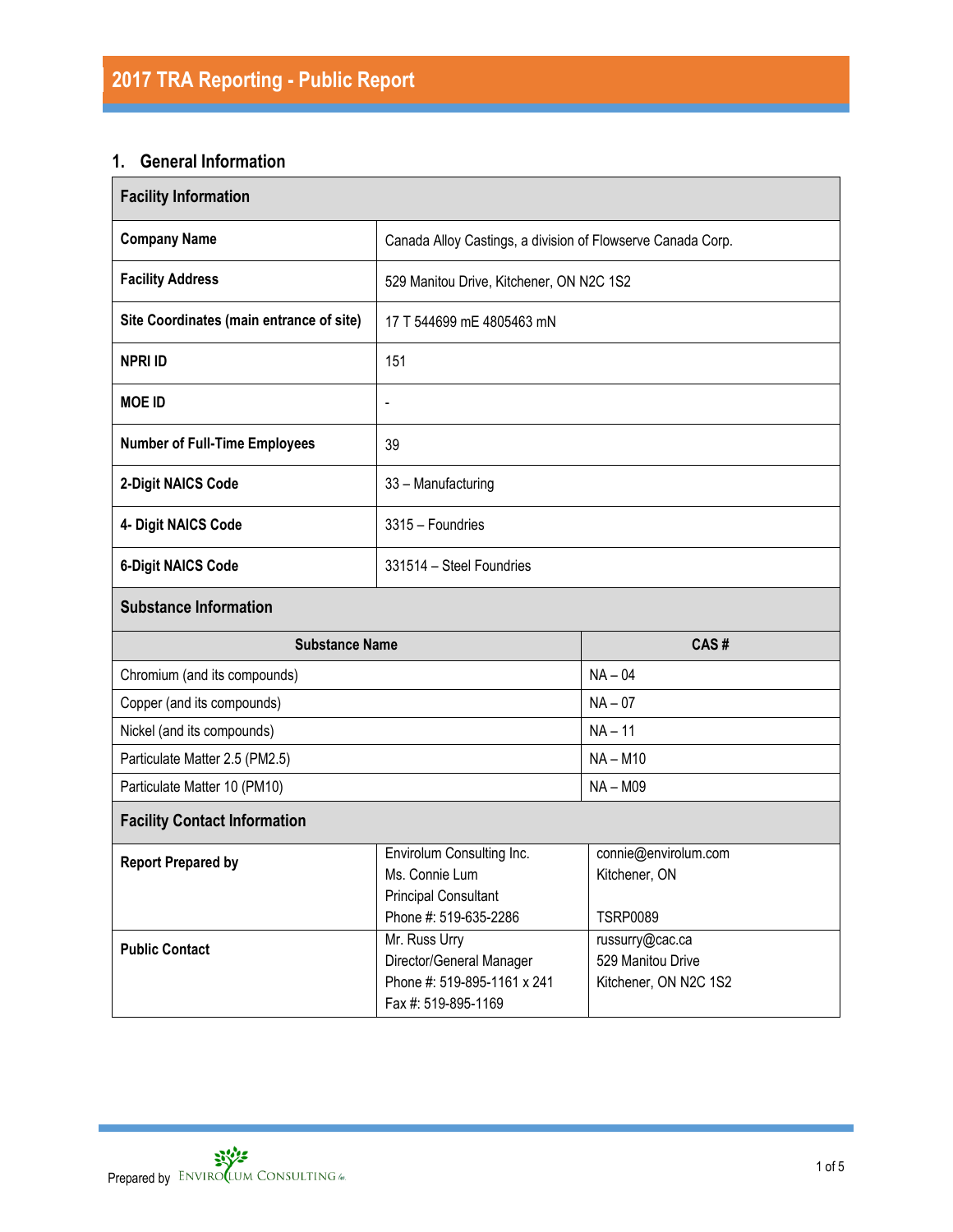# 2017 TRA Reporting - Public Report

## 1. General Information

| Facility Information | |
|---|---|
| **Company Name** | Canada Alloy Castings, a division of Flowserve Canada Corp. |
| **Facility Address** | 529 Manitou Drive, Kitchener, ON N2C 1S2 |
| **Site Coordinates (main entrance of site)** | 17 T 544699 mE 4805463 mN |
| **NPRI ID** | 151 |
| **MOE ID** | - |
| **Number of Full-Time Employees** | 39 |
| **2-Digit NAICS Code** | 33 – Manufacturing |
| **4- Digit NAICS Code** | 3315 – Foundries |
| **6-Digit NAICS Code** | 331514 – Steel Foundries |

| Substance Information | |
|---|---|
| **Substance Name** | **CAS #** |
| Chromium (and its compounds) | NA – 04 |
| Copper (and its compounds) | NA – 07 |
| Nickel (and its compounds) | NA – 11 |
| Particulate Matter 2.5 (PM2.5) | NA – M10 |
| Particulate Matter 10 (PM10) | NA – M09 |

| Facility Contact Information | | |
|---|---|---|
| **Report Prepared by** | Envirolum Consulting Inc.<br>Ms. Connie Lum<br>Principal Consultant<br>Phone #: 519-635-2286 | connie@envirolum.com<br>Kitchener, ON<br><br>TSRP0089 |
| **Public Contact** | Mr. Russ Urry<br>Director/General Manager<br>Phone #: 519-895-1161 x 241<br>Fax #: 519-895-1169 | russurry@cac.ca<br>529 Manitou Drive<br>Kitchener, ON N2C 1S2 |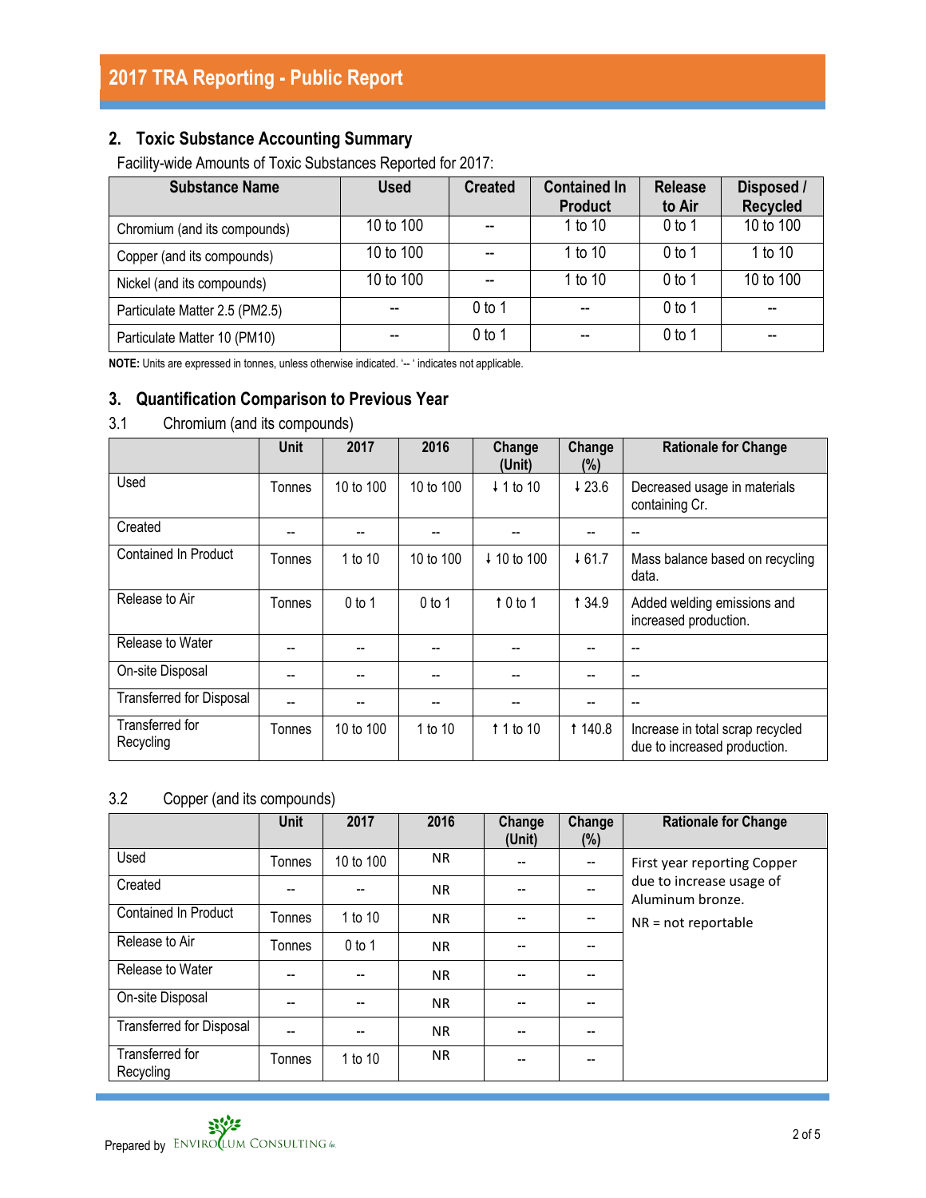## 2. Toxic Substance Accounting Summary

Facility-wide Amounts of Toxic Substances Reported for 2017:

| Substance Name | Used | Created | Contained In Product | Release to Air | Disposed / Recycled |
|---|---|---|---|---|---|
| Chromium (and its compounds) | 10 to 100 | -- | 1 to 10 | 0 to 1 | 10 to 100 |
| Copper (and its compounds) | 10 to 100 | -- | 1 to 10 | 0 to 1 | 1 to 10 |
| Nickel (and its compounds) | 10 to 100 | -- | 1 to 10 | 0 to 1 | 10 to 100 |
| Particulate Matter 2.5 (PM2.5) | -- | 0 to 1 | -- | 0 to 1 | -- |
| Particulate Matter 10 (PM10) | -- | 0 to 1 | -- | 0 to 1 | -- |

**NOTE:** Units are expressed in tonnes, unless otherwise indicated. '-- ' indicates not applicable.

## 3. Quantification Comparison to Previous Year

### 3.1 Chromium (and its compounds)

| | Unit | 2017 | 2016 | Change (Unit) | Change (%) | Rationale for Change |
|---|---|---|---|---|---|---|
| Used | Tonnes | 10 to 100 | 10 to 100 | ↓ 1 to 10 | ↓ 23.6 | Decreased usage in materials containing Cr. |
| Created | -- | -- | -- | -- | -- | -- |
| Contained In Product | Tonnes | 1 to 10 | 10 to 100 | ↓ 10 to 100 | ↓ 61.7 | Mass balance based on recycling data. |
| Release to Air | Tonnes | 0 to 1 | 0 to 1 | ↑ 0 to 1 | ↑ 34.9 | Added welding emissions and increased production. |
| Release to Water | -- | -- | -- | -- | -- | -- |
| On-site Disposal | -- | -- | -- | -- | -- | -- |
| Transferred for Disposal | -- | -- | -- | -- | -- | -- |
| Transferred for Recycling | Tonnes | 10 to 100 | 1 to 10 | ↑ 1 to 10 | ↑ 140.8 | Increase in total scrap recycled due to increased production. |

### 3.2 Copper (and its compounds)

| | Unit | 2017 | 2016 | Change (Unit) | Change (%) | Rationale for Change |
|---|---|---|---|---|---|---|
| Used | Tonnes | 10 to 100 | NR | -- | -- | First year reporting Copper due to increase usage of Aluminum bronze. NR = not reportable |
| Created | -- | -- | NR | -- | -- | |
| Contained In Product | Tonnes | 1 to 10 | NR | -- | -- | |
| Release to Air | Tonnes | 0 to 1 | NR | -- | -- | |
| Release to Water | -- | -- | NR | -- | -- | |
| On-site Disposal | -- | -- | NR | -- | -- | |
| Transferred for Disposal | -- | -- | NR | -- | -- | |
| Transferred for Recycling | Tonnes | 1 to 10 | NR | -- | -- | |

Prepared by Envirolum Consulting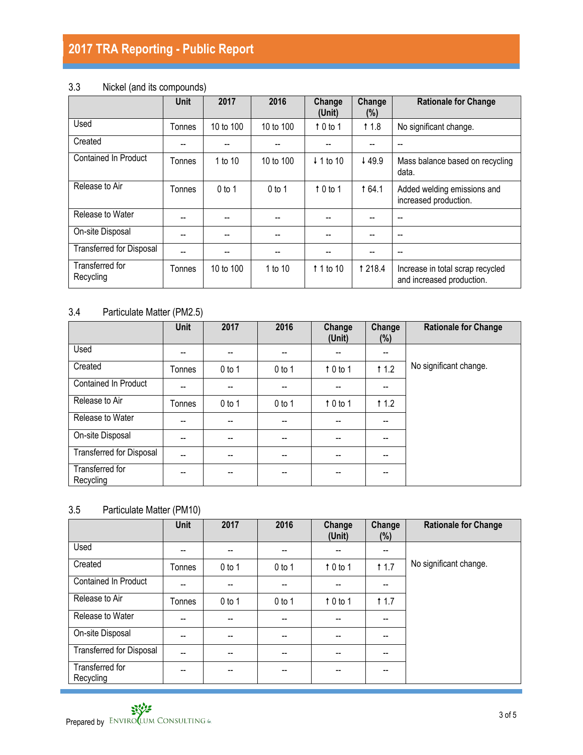### 3.3 Nickel (and its compounds)

| | Unit | 2017 | 2016 | Change (Unit) | Change (%) | Rationale for Change |
|---|---|---|---|---|---|---|
| Used | Tonnes | 10 to 100 | 10 to 100 | ↑ 0 to 1 | ↑ 1.8 | No significant change. |
| Created | -- | -- | -- | -- | -- | -- |
| Contained In Product | Tonnes | 1 to 10 | 10 to 100 | ↓ 1 to 10 | ↓ 49.9 | Mass balance based on recycling data. |
| Release to Air | Tonnes | 0 to 1 | 0 to 1 | ↑ 0 to 1 | ↑ 64.1 | Added welding emissions and increased production. |
| Release to Water | -- | -- | -- | -- | -- | -- |
| On-site Disposal | -- | -- | -- | -- | -- | -- |
| Transferred for Disposal | -- | -- | -- | -- | -- | -- |
| Transferred for Recycling | Tonnes | 10 to 100 | 1 to 10 | ↑ 1 to 10 | ↑ 218.4 | Increase in total scrap recycled and increased production. |

### 3.4 Particulate Matter (PM2.5)

| | Unit | 2017 | 2016 | Change (Unit) | Change (%) | Rationale for Change |
|---|---|---|---|---|---|---|
| Used | -- | -- | -- | -- | -- | No significant change. |
| Created | Tonnes | 0 to 1 | 0 to 1 | ↑ 0 to 1 | ↑ 1.2 | |
| Contained In Product | -- | -- | -- | -- | -- | |
| Release to Air | Tonnes | 0 to 1 | 0 to 1 | ↑ 0 to 1 | ↑ 1.2 | |
| Release to Water | -- | -- | -- | -- | -- | |
| On-site Disposal | -- | -- | -- | -- | -- | |
| Transferred for Disposal | -- | -- | -- | -- | -- | |
| Transferred for Recycling | -- | -- | -- | -- | -- | |

### 3.5 Particulate Matter (PM10)

| | Unit | 2017 | 2016 | Change (Unit) | Change (%) | Rationale for Change |
|---|---|---|---|---|---|---|
| Used | -- | -- | -- | -- | -- | No significant change. |
| Created | Tonnes | 0 to 1 | 0 to 1 | ↑ 0 to 1 | ↑ 1.7 | |
| Contained In Product | -- | -- | -- | -- | -- | |
| Release to Air | Tonnes | 0 to 1 | 0 to 1 | ↑ 0 to 1 | ↑ 1.7 | |
| Release to Water | -- | -- | -- | -- | -- | |
| On-site Disposal | -- | -- | -- | -- | -- | |
| Transferred for Disposal | -- | -- | -- | -- | -- | |
| Transferred for Recycling | -- | -- | -- | -- | -- | |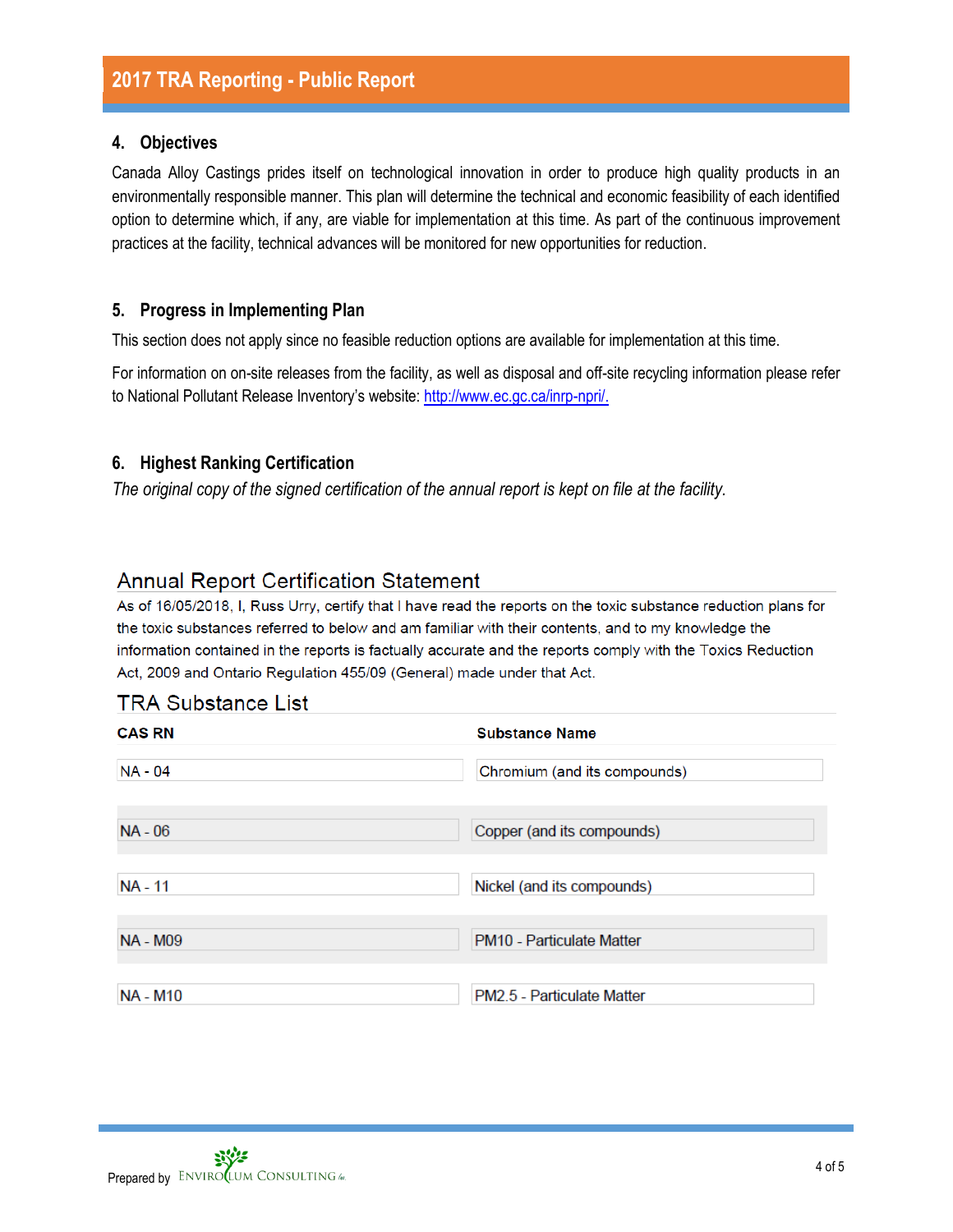## 4. Objectives

Canada Alloy Castings prides itself on technological innovation in order to produce high quality products in an environmentally responsible manner. This plan will determine the technical and economic feasibility of each identified option to determine which, if any, are viable for implementation at this time. As part of the continuous improvement practices at the facility, technical advances will be monitored for new opportunities for reduction.

## 5. Progress in Implementing Plan

This section does not apply since no feasible reduction options are available for implementation at this time.

For information on on-site releases from the facility, as well as disposal and off-site recycling information please refer to National Pollutant Release Inventory's website: [http://www.ec.gc.ca/inrp-npri/.](http://www.ec.gc.ca/inrp-npri/)

## 6. Highest Ranking Certification

*The original copy of the signed certification of the annual report is kept on file at the facility.*

### Annual Report Certification Statement

As of 16/05/2018, I, Russ Urry, certify that I have read the reports on the toxic substance reduction plans for the toxic substances referred to below and am familiar with their contents, and to my knowledge the information contained in the reports is factually accurate and the reports comply with the Toxics Reduction Act, 2009 and Ontario Regulation 455/09 (General) made under that Act.

### TRA Substance List

| CAS RN | Substance Name |
|---|---|
| NA - 04 | Chromium (and its compounds) |
| NA - 06 | Copper (and its compounds) |
| NA - 11 | Nickel (and its compounds) |
| NA - M09 | PM10 - Particulate Matter |
| NA - M10 | PM2.5 - Particulate Matter |

Prepared by Envirolum Consulting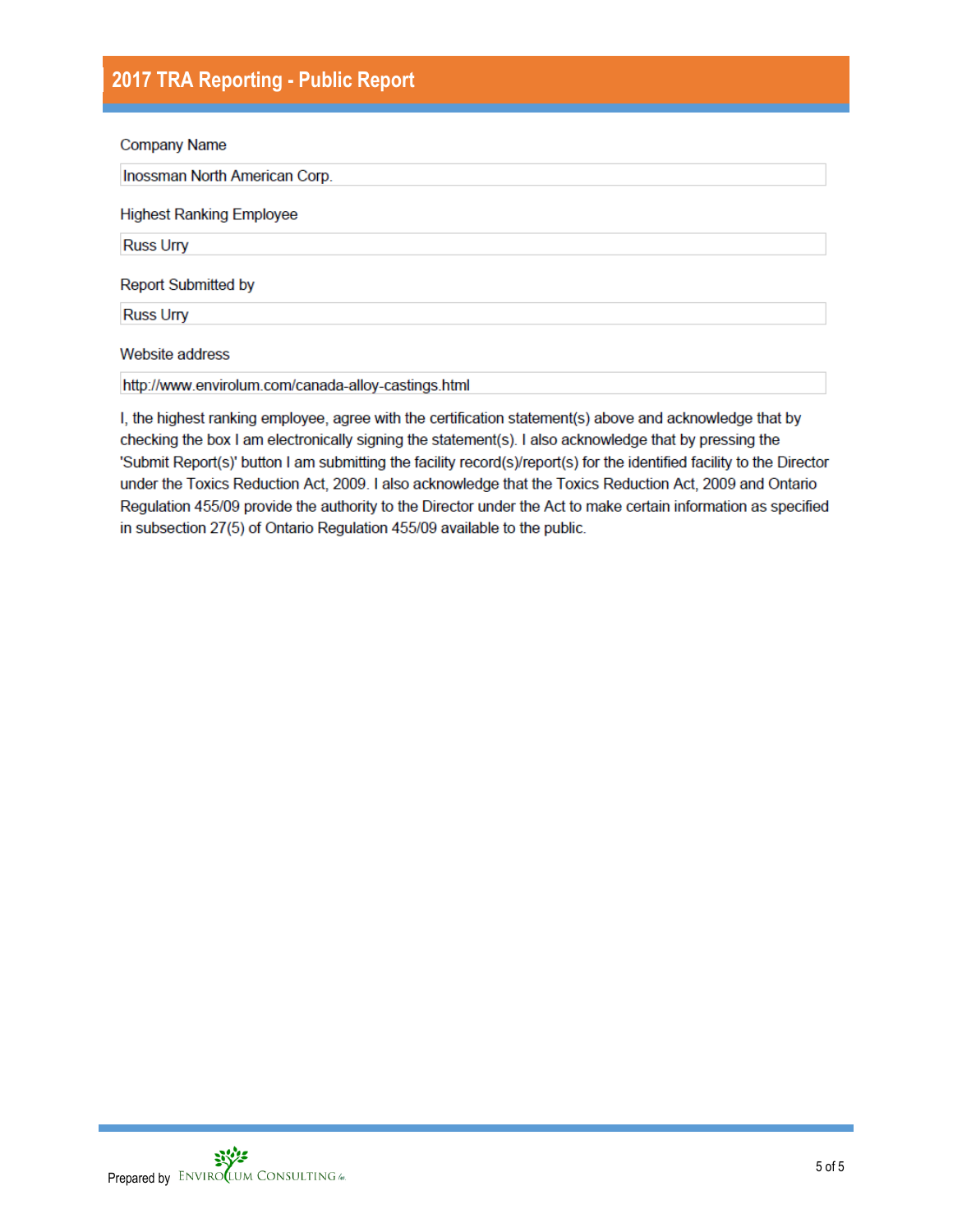## 2017 TRA Reporting - Public Report

Company Name

Inossman North American Corp.

Highest Ranking Employee

Russ Urry

Report Submitted by

Russ Urry

Website address

http://www.envirolum.com/canada-alloy-castings.html

I, the highest ranking employee, agree with the certification statement(s) above and acknowledge that by checking the box I am electronically signing the statement(s). I also acknowledge that by pressing the 'Submit Report(s)' button I am submitting the facility record(s)/report(s) for the identified facility to the Director under the Toxics Reduction Act, 2009. I also acknowledge that the Toxics Reduction Act, 2009 and Ontario Regulation 455/09 provide the authority to the Director under the Act to make certain information as specified in subsection 27(5) of Ontario Regulation 455/09 available to the public.